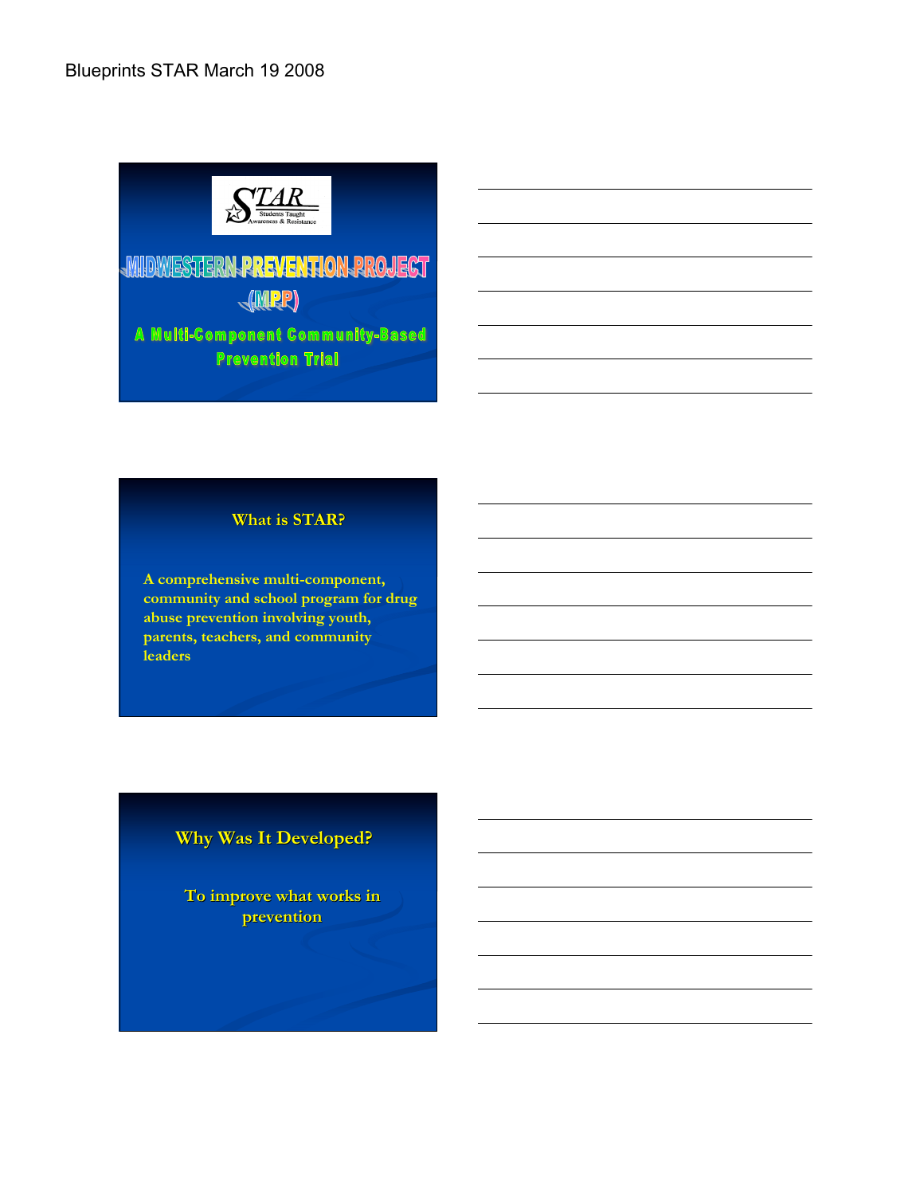Blueprints STAR March 19 2008

STAR
Students Taught Awareness & Resistance

# MIDWESTERN PREVENTION PROJECT (MPP)

**A Multi-Component Community-Based Prevention Trial**

## What is STAR?

A comprehensive multi-component, community and school program for drug abuse prevention involving youth, parents, teachers, and community leaders

## Why Was It Developed?

To improve what works in prevention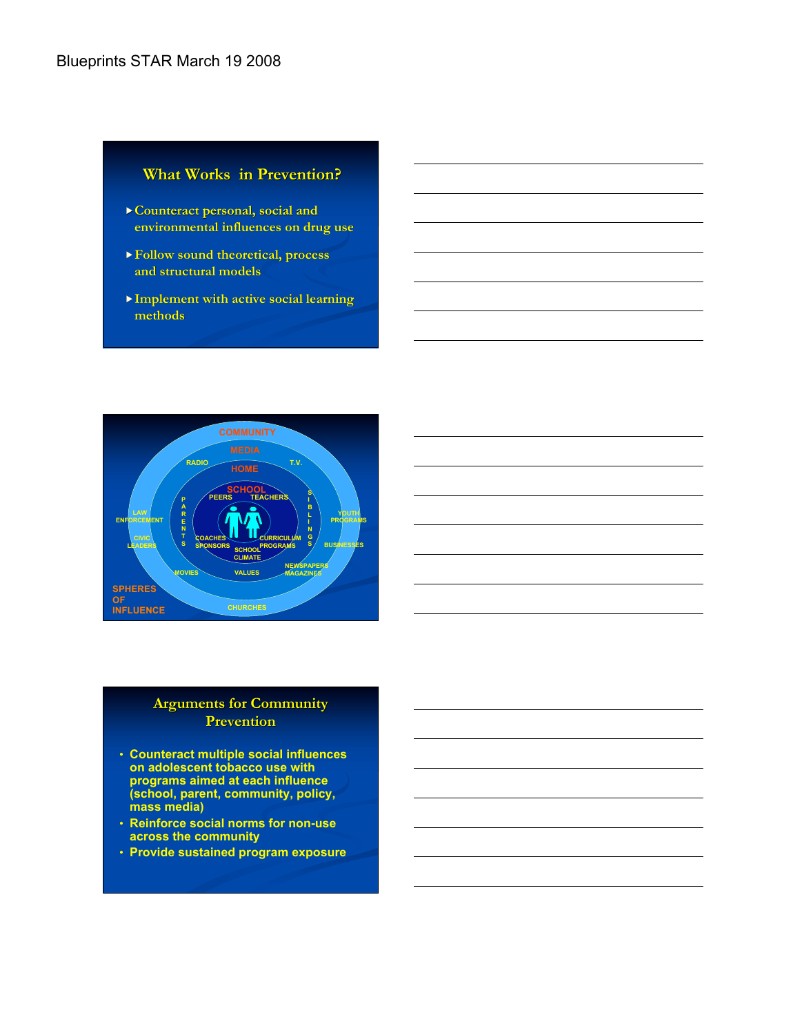## What Works in Prevention?

- Counteract personal, social and environmental influences on drug use
- Follow sound theoretical, process and structural models
- Implement with active social learning methods

COMMUNITY

MEDIA

RADIO

T.V.

HOME

SCHOOL

PEERS

TEACHERS

PARENTS

SIBLINGS

LAW ENFORCEMENT

YOUTH PROGRAMS

COACHES SPONSORS

CURRICULUM PROGRAMS

SCHOOL CLIMATE

CIVIC LEADERS

BUSINESSES

MOVIES

VALUES

NEWSPAPERS MAGAZINES

SPHERES OF INFLUENCE

CHURCHES

## Arguments for Community Prevention

- Counteract multiple social influences on adolescent tobacco use with programs aimed at each influence (school, parent, community, policy, mass media)
- Reinforce social norms for non-use across the community
- Provide sustained program exposure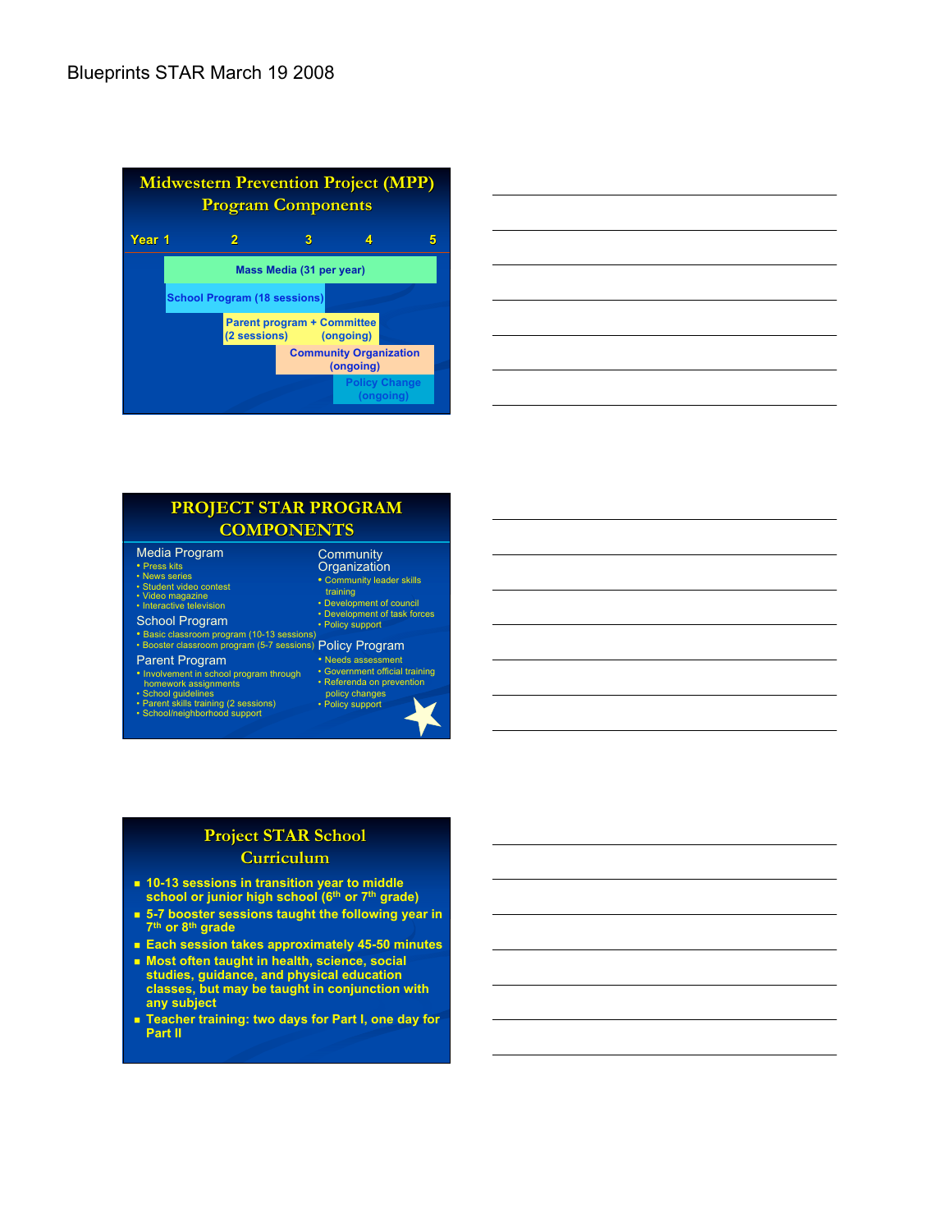Blueprints STAR March 19 2008

## Midwestern Prevention Project (MPP) Program Components

| Year 1 | 2 | 3 | 4 | 5 |
|---|---|---|---|---|

- Mass Media (31 per year)
- School Program (18 sessions)
- Parent program (2 sessions) + Committee (ongoing)
- Community Organization (ongoing)
- Policy Change (ongoing)

## PROJECT STAR PROGRAM COMPONENTS

**Media Program**
- Press kits
- News series
- Student video contest
- Video magazine
- Interactive television

**School Program**
- Basic classroom program (10-13 sessions)
- Booster classroom program (5-7 sessions)

**Parent Program**
- Involvement in school program through homework assignments
- School guidelines
- Parent skills training (2 sessions)
- School/neighborhood support

**Community Organization**
- Community leader skills training
- Development of council
- Development of task forces
- Policy support

**Policy Program**
- Needs assessment
- Government official training
- Referenda on prevention policy changes
- Policy support

## Project STAR School Curriculum

- 10-13 sessions in transition year to middle school or junior high school (6th or 7th grade)
- 5-7 booster sessions taught the following year in 7th or 8th grade
- Each session takes approximately 45-50 minutes
- Most often taught in health, science, social studies, guidance, and physical education classes, but may be taught in conjunction with any subject
- Teacher training: two days for Part I, one day for Part II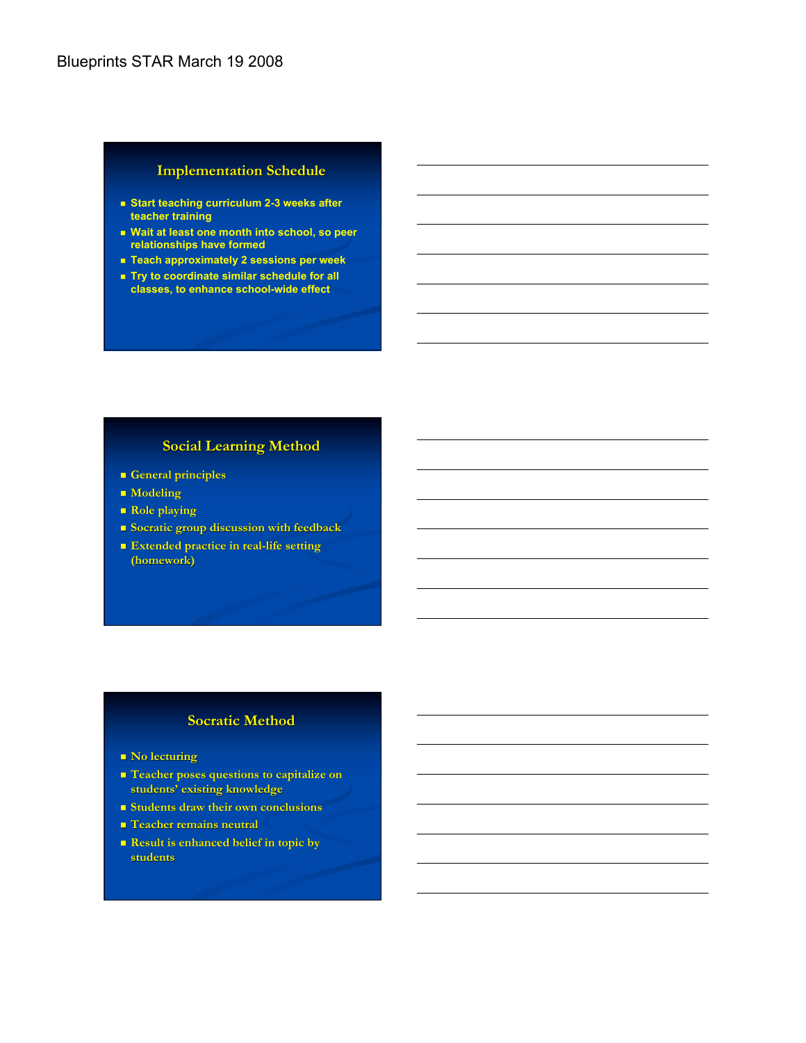## Implementation Schedule

- Start teaching curriculum 2-3 weeks after teacher training
- Wait at least one month into school, so peer relationships have formed
- Teach approximately 2 sessions per week
- Try to coordinate similar schedule for all classes, to enhance school-wide effect

## Social Learning Method

- General principles
- Modeling
- Role playing
- Socratic group discussion with feedback
- Extended practice in real-life setting (homework)

## Socratic Method

- No lecturing
- Teacher poses questions to capitalize on students' existing knowledge
- Students draw their own conclusions
- Teacher remains neutral
- Result is enhanced belief in topic by students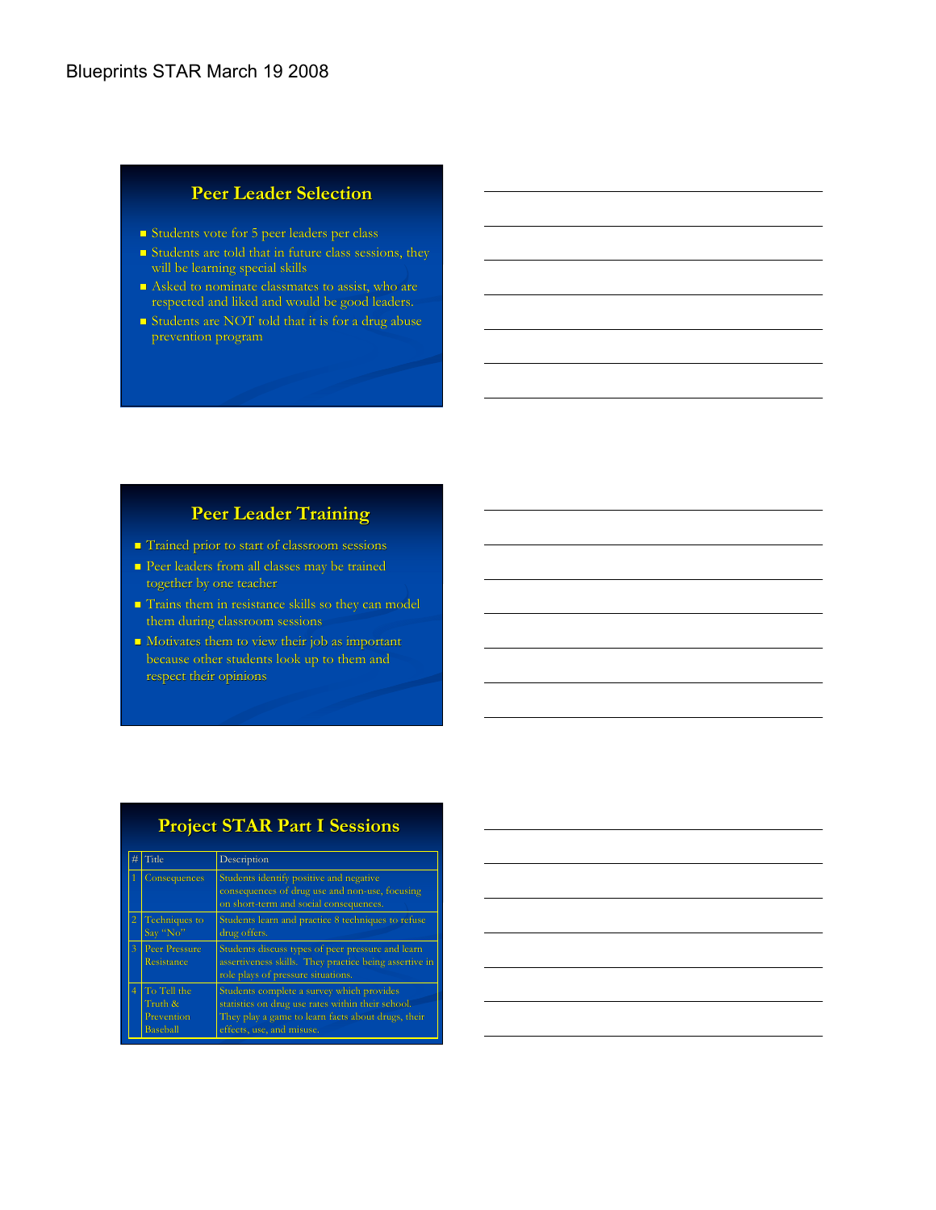## Peer Leader Selection

- Students vote for 5 peer leaders per class
- Students are told that in future class sessions, they will be learning special skills
- Asked to nominate classmates to assist, who are respected and liked and would be good leaders.
- Students are NOT told that it is for a drug abuse prevention program

## Peer Leader Training

- Trained prior to start of classroom sessions
- Peer leaders from all classes may be trained together by one teacher
- Trains them in resistance skills so they can model them during classroom sessions
- Motivates them to view their job as important because other students look up to them and respect their opinions

## Project STAR Part I Sessions

| # | Title | Description |
|---|---|---|
| 1 | Consequences | Students identify positive and negative consequences of drug use and non-use, focusing on short-term and social consequences. |
| 2 | Techniques to Say "No" | Students learn and practice 8 techniques to refuse drug offers. |
| 3 | Peer Pressure Resistance | Students discuss types of peer pressure and learn assertiveness skills. They practice being assertive in role plays of pressure situations. |
| 4 | To Tell the Truth & Prevention Baseball | Students complete a survey which provides statistics on drug use rates within their school. They play a game to learn facts about drugs, their effects, use, and misuse. |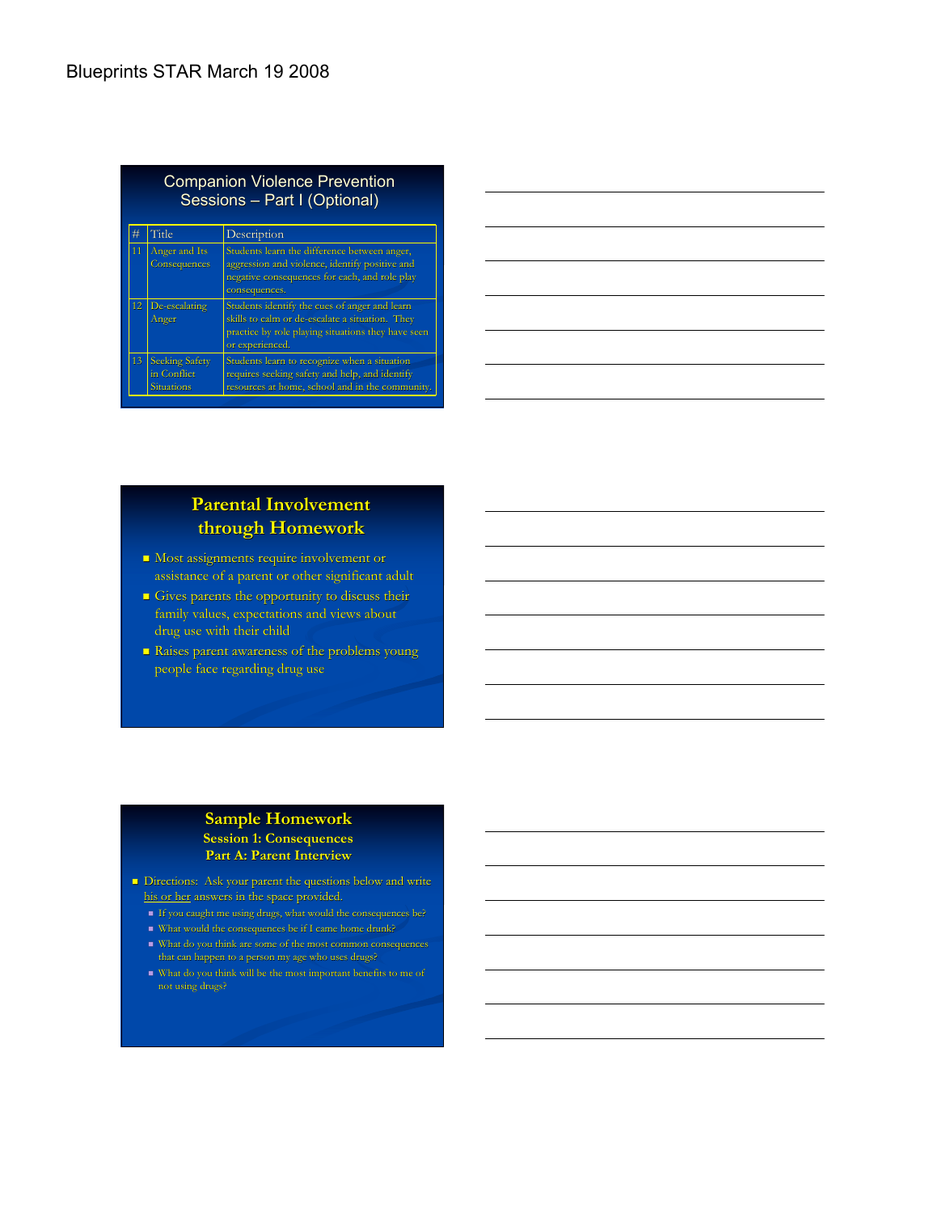## Companion Violence Prevention Sessions – Part I (Optional)

| # | Title | Description |
|---|---|---|
| 11 | Anger and Its Consequences | Students learn the difference between anger, aggression and violence, identify positive and negative consequences for each, and role play consequences. |
| 12 | De-escalating Anger | Students identify the cues of anger and learn skills to calm or de-escalate a situation. They practice by role playing situations they have seen or experienced. |
| 13 | Seeking Safety in Conflict Situations | Students learn to recognize when a situation requires seeking safety and help, and identify resources at home, school and in the community. |

## Parental Involvement through Homework

- Most assignments require involvement or assistance of a parent or other significant adult
- Gives parents the opportunity to discuss their family values, expectations and views about drug use with their child
- Raises parent awareness of the problems young people face regarding drug use

## Sample Homework

### Session 1: Consequences

### Part A: Parent Interview

- Directions: Ask your parent the questions below and write his or her answers in the space provided.
  - If you caught me using drugs, what would the consequences be?
  - What would the consequences be if I came home drunk?
  - What do you think are some of the most common consequences that can happen to a person my age who uses drugs?
  - What do you think will be the most important benefits to me of not using drugs?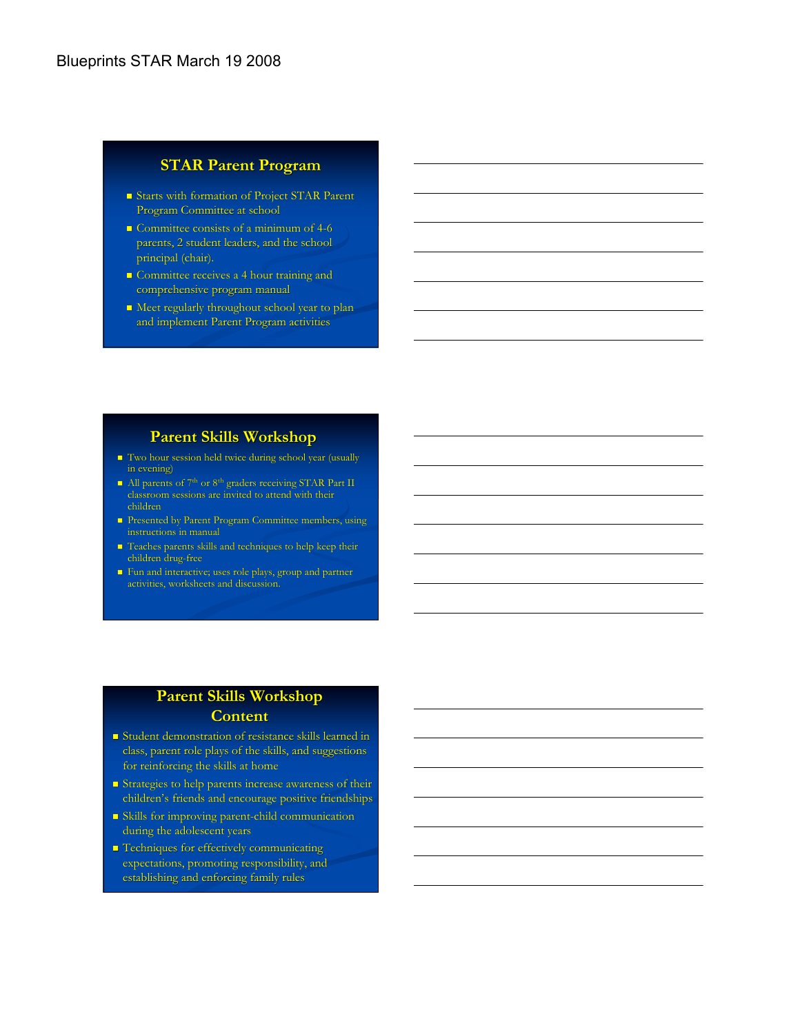## STAR Parent Program

- Starts with formation of Project STAR Parent Program Committee at school
- Committee consists of a minimum of 4-6 parents, 2 student leaders, and the school principal (chair).
- Committee receives a 4 hour training and comprehensive program manual
- Meet regularly throughout school year to plan and implement Parent Program activities

## Parent Skills Workshop

- Two hour session held twice during school year (usually in evening)
- All parents of 7th or 8th graders receiving STAR Part II classroom sessions are invited to attend with their children
- Presented by Parent Program Committee members, using instructions in manual
- Teaches parents skills and techniques to help keep their children drug-free
- Fun and interactive; uses role plays, group and partner activities, worksheets and discussion.

## Parent Skills Workshop Content

- Student demonstration of resistance skills learned in class, parent role plays of the skills, and suggestions for reinforcing the skills at home
- Strategies to help parents increase awareness of their children's friends and encourage positive friendships
- Skills for improving parent-child communication during the adolescent years
- Techniques for effectively communicating expectations, promoting responsibility, and establishing and enforcing family rules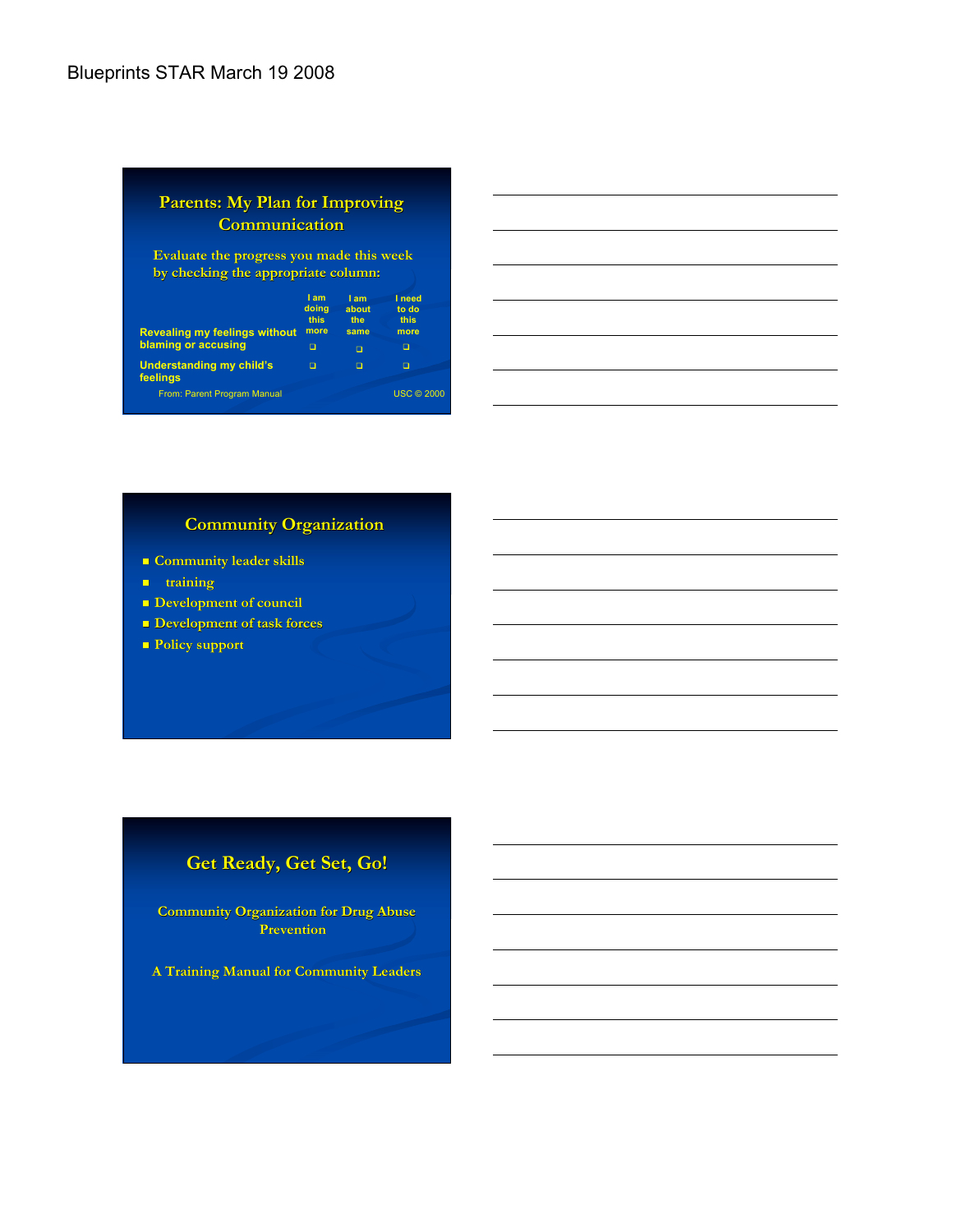## Parents: My Plan for Improving Communication

Evaluate the progress you made this week by checking the appropriate column:

| | I am doing this more | I am about the same | I need to do this more |
|---|---|---|---|
| Revealing my feelings without blaming or accusing | ❑ | ❑ | ❑ |
| Understanding my child's feelings | ❑ | ❑ | ❑ |

From: Parent Program Manual — USC © 2000

## Community Organization

- Community leader skills
- training
- Development of council
- Development of task forces
- Policy support

## Get Ready, Get Set, Go!

Community Organization for Drug Abuse Prevention

A Training Manual for Community Leaders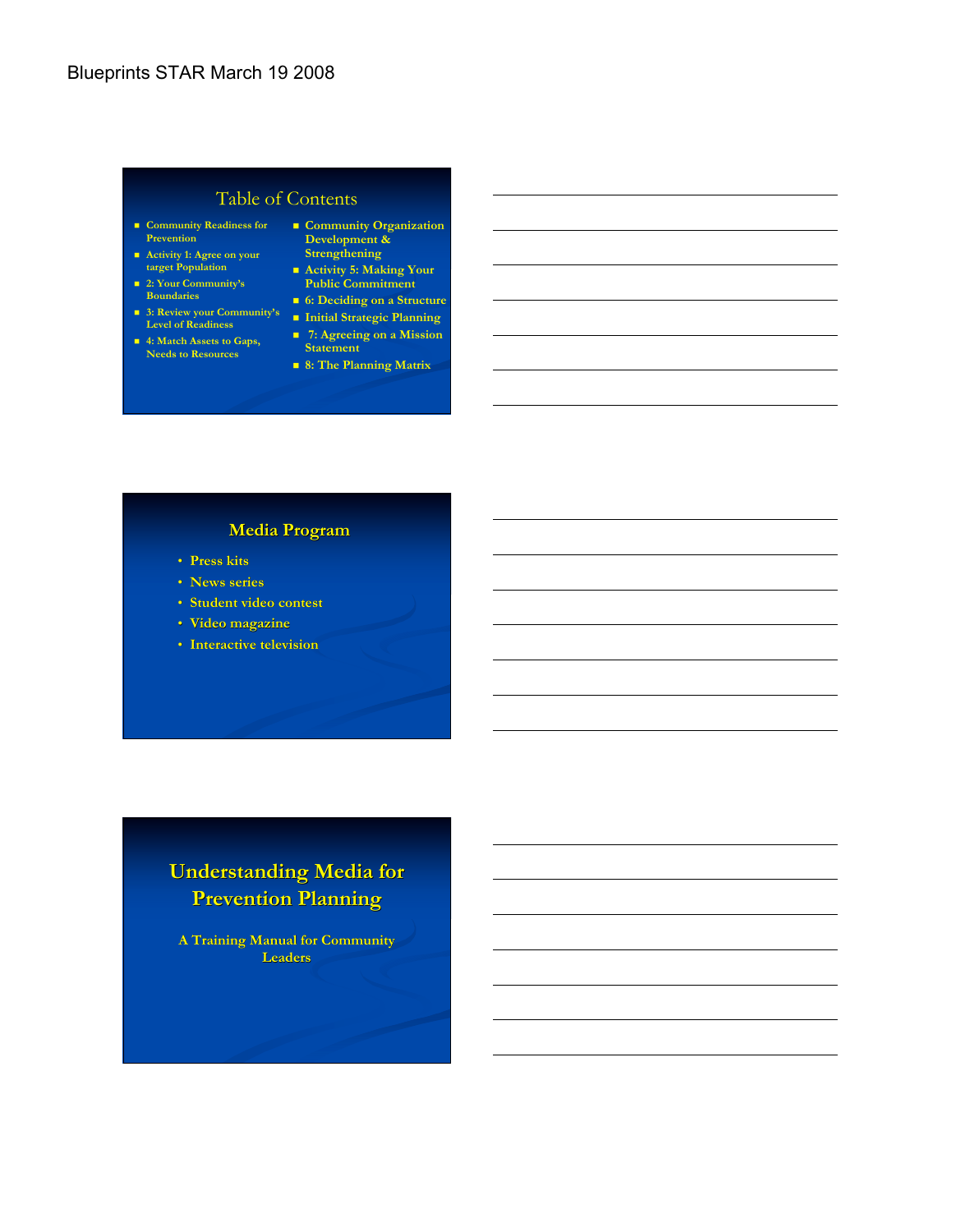## Table of Contents

- Community Readiness for Prevention
- Activity 1: Agree on your target Population
- 2: Your Community's Boundaries
- 3: Review your Community's Level of Readiness
- 4: Match Assets to Gaps, Needs to Resources
- Community Organization Development & Strengthening
- Activity 5: Making Your Public Commitment
- 6: Deciding on a Structure
- Initial Strategic Planning
- 7: Agreeing on a Mission Statement
- 8: The Planning Matrix

## Media Program

- Press kits
- News series
- Student video contest
- Video magazine
- Interactive television

## Understanding Media for Prevention Planning

A Training Manual for Community Leaders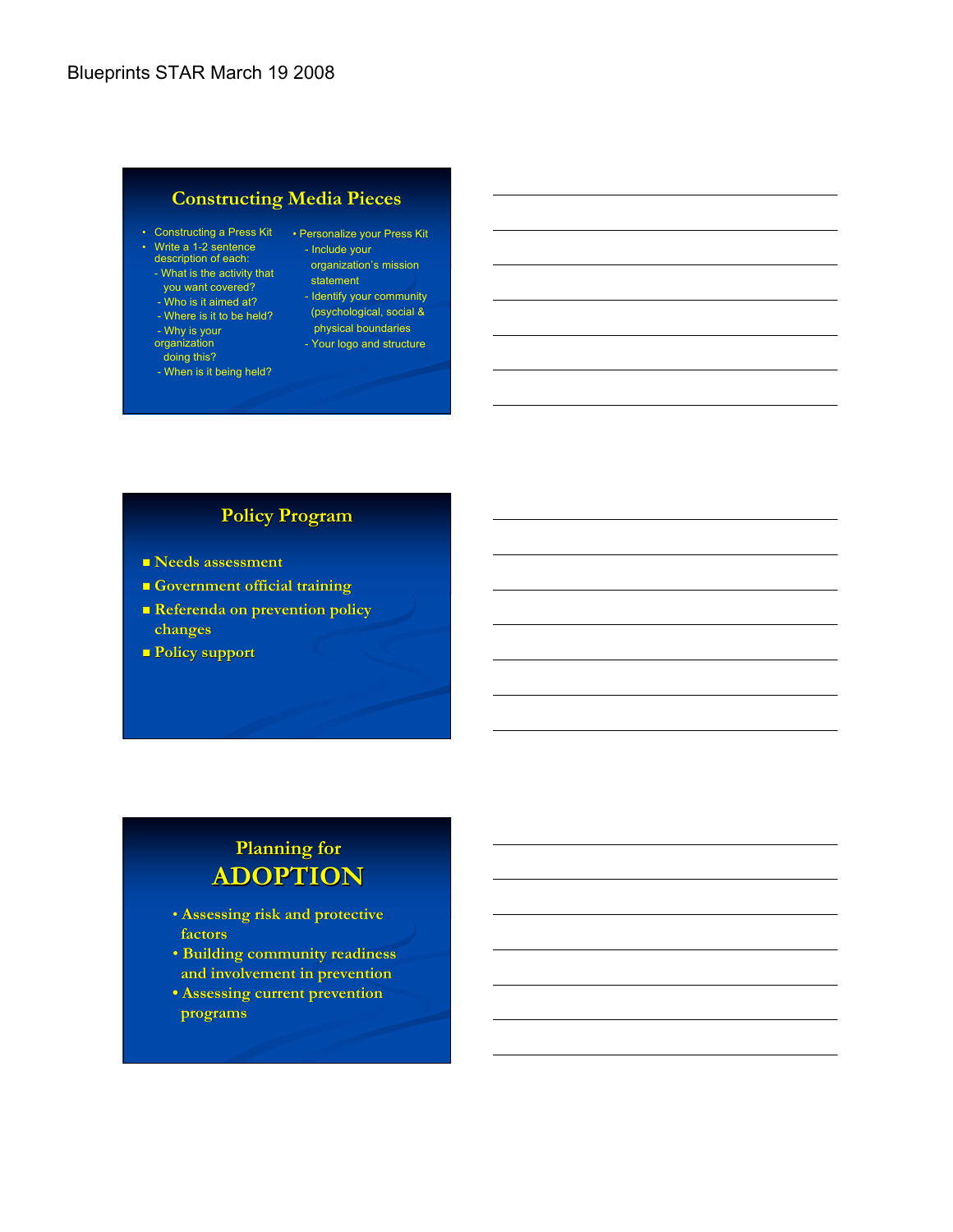## Constructing Media Pieces

- Constructing a Press Kit
- Write a 1-2 sentence description of each:
  - What is the activity that you want covered?
  - Who is it aimed at?
  - Where is it to be held?
  - Why is your organization doing this?
  - When is it being held?
- Personalize your Press Kit
  - Include your organization's mission statement
  - Identify your community (psychological, social & physical boundaries
  - Your logo and structure

## Policy Program

- Needs assessment
- Government official training
- Referenda on prevention policy changes
- Policy support

## Planning for ADOPTION

- Assessing risk and protective factors
- Building community readiness and involvement in prevention
- Assessing current prevention programs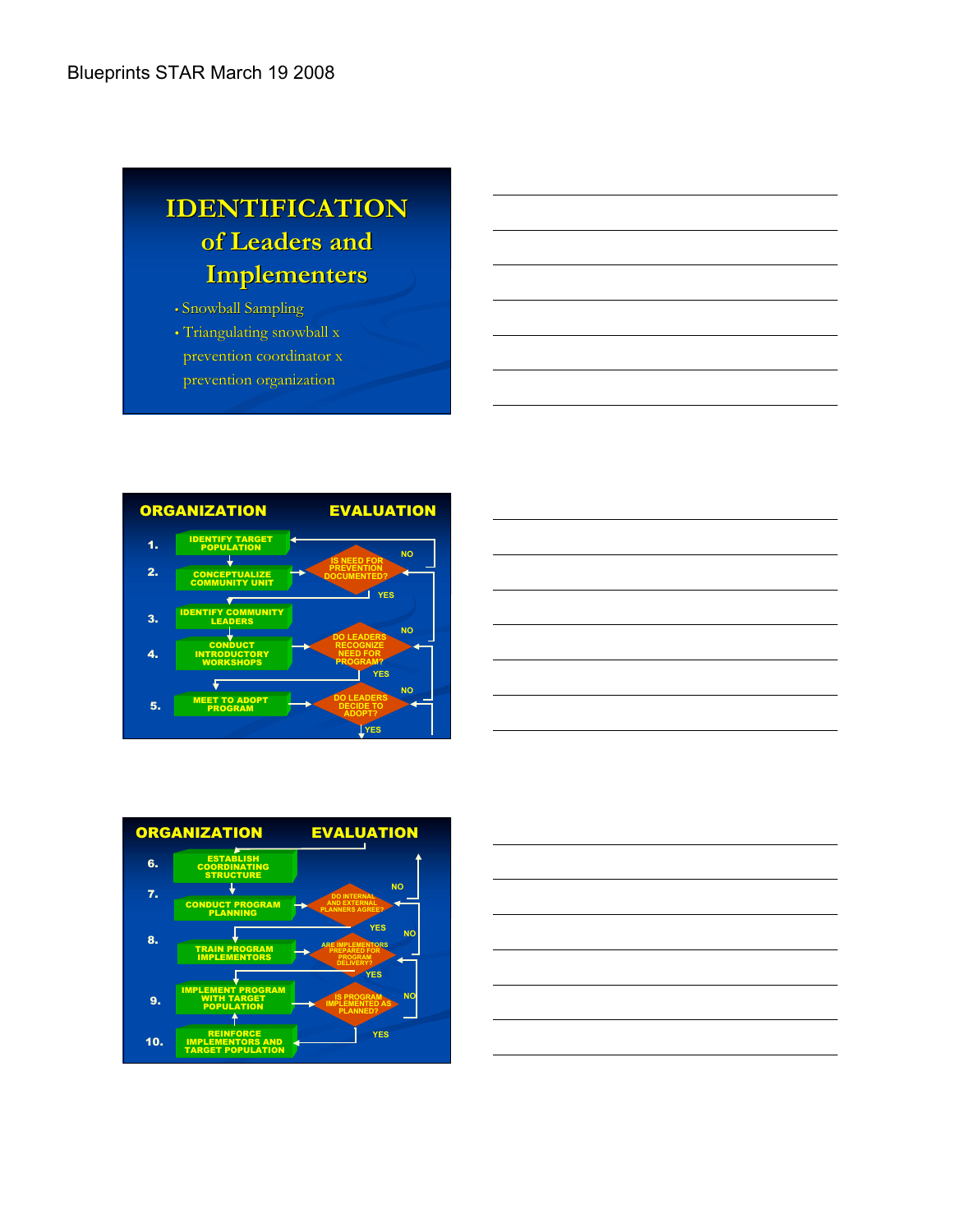# IDENTIFICATION of Leaders and Implementers

- Snowball Sampling
- Triangulating snowball x prevention coordinator x prevention organization

## ORGANIZATION — EVALUATION

1. IDENTIFY TARGET POPULATION
2. CONCEPTUALIZE COMMUNITY UNIT → IS NEED FOR PREVENTION DOCUMENTED? (NO → back to 1; YES → 3)
3. IDENTIFY COMMUNITY LEADERS
4. CONDUCT INTRODUCTORY WORKSHOPS → DO LEADERS RECOGNIZE NEED FOR PROGRAM? (NO; YES → 5)
5. MEET TO ADOPT PROGRAM → DO LEADERS DECIDE TO ADOPT? (NO; YES)

## ORGANIZATION — EVALUATION

6. ESTABLISH COORDINATING STRUCTURE
7. CONDUCT PROGRAM PLANNING → DO INTERNAL AND EXTERNAL PLANNERS AGREE? (NO; YES → 8)
8. TRAIN PROGRAM IMPLEMENTORS → ARE IMPLEMENTORS PREPARED FOR PROGRAM DELIVERY? (NO; YES → 9)
9. IMPLEMENT PROGRAM WITH TARGET POPULATION → IS PROGRAM IMPLEMENTED AS PLANNED? (NO; YES → 10)
10. REINFORCE IMPLEMENTORS AND TARGET POPULATION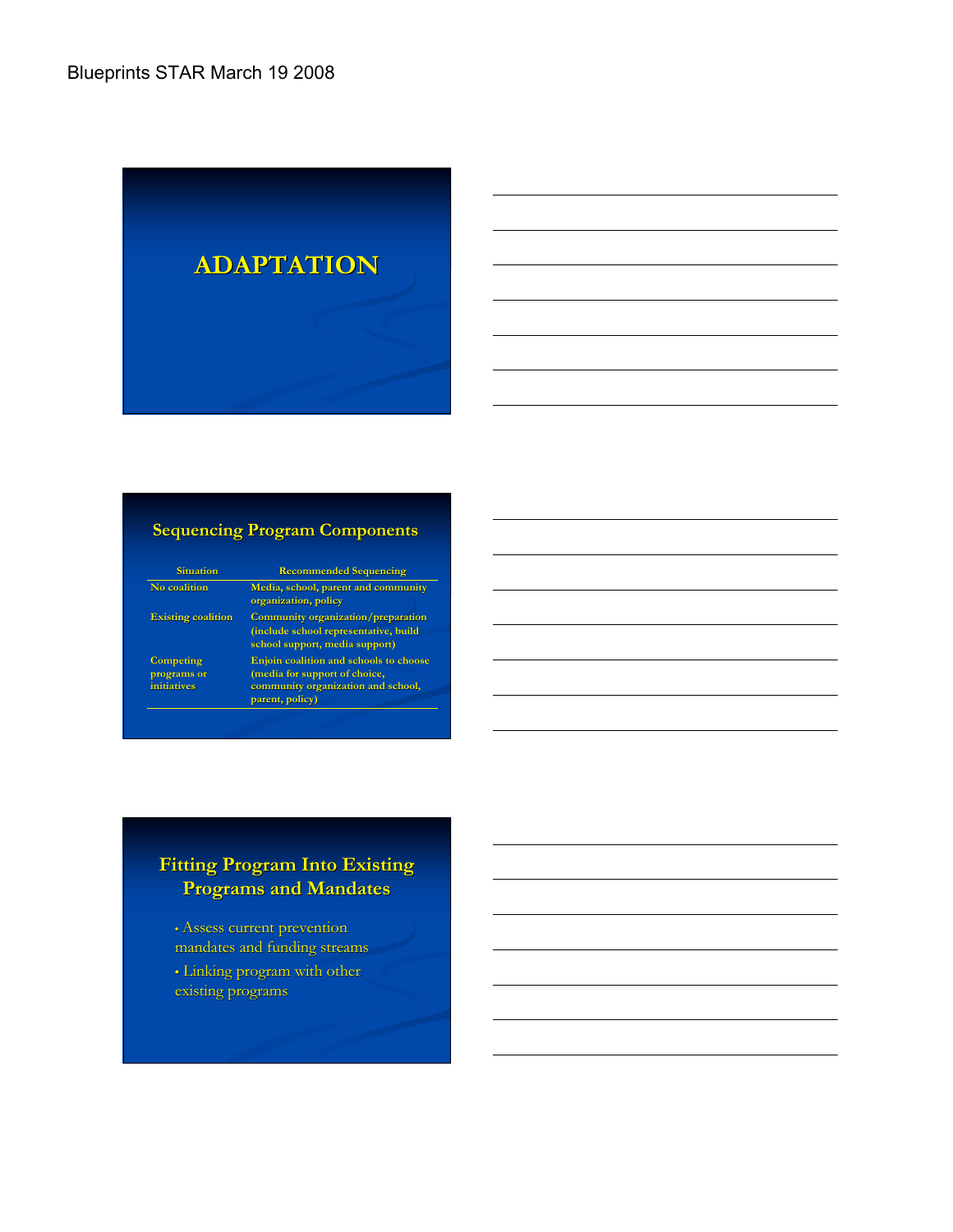# ADAPTATION

## Sequencing Program Components

| Situation | Recommended Sequencing |
|---|---|
| No coalition | Media, school, parent and community organization, policy |
| Existing coalition | Community organization/preparation (include school representative, build school support, media support) |
| Competing programs or initiatives | Enjoin coalition and schools to choose (media for support of choice, community organization and school, parent, policy) |

## Fitting Program Into Existing Programs and Mandates

- Assess current prevention mandates and funding streams
- Linking program with other existing programs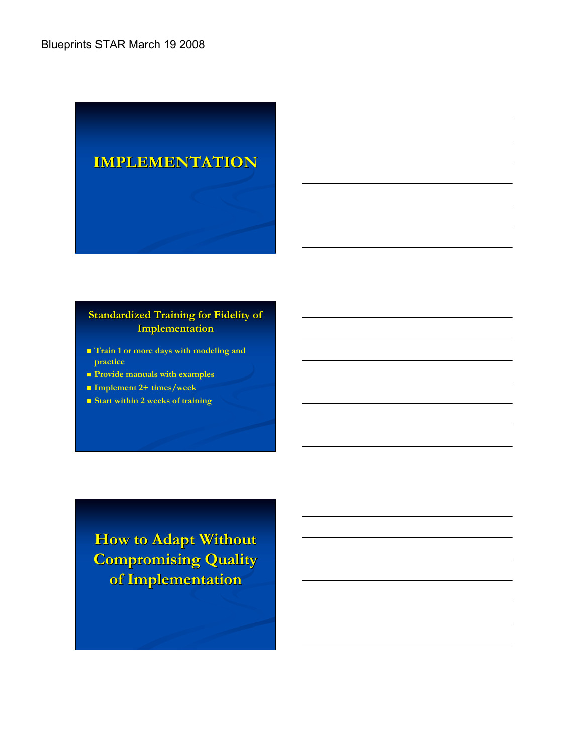# IMPLEMENTATION

## Standardized Training for Fidelity of Implementation

- Train 1 or more days with modeling and practice
- Provide manuals with examples
- Implement 2+ times/week
- Start within 2 weeks of training

# How to Adapt Without Compromising Quality of Implementation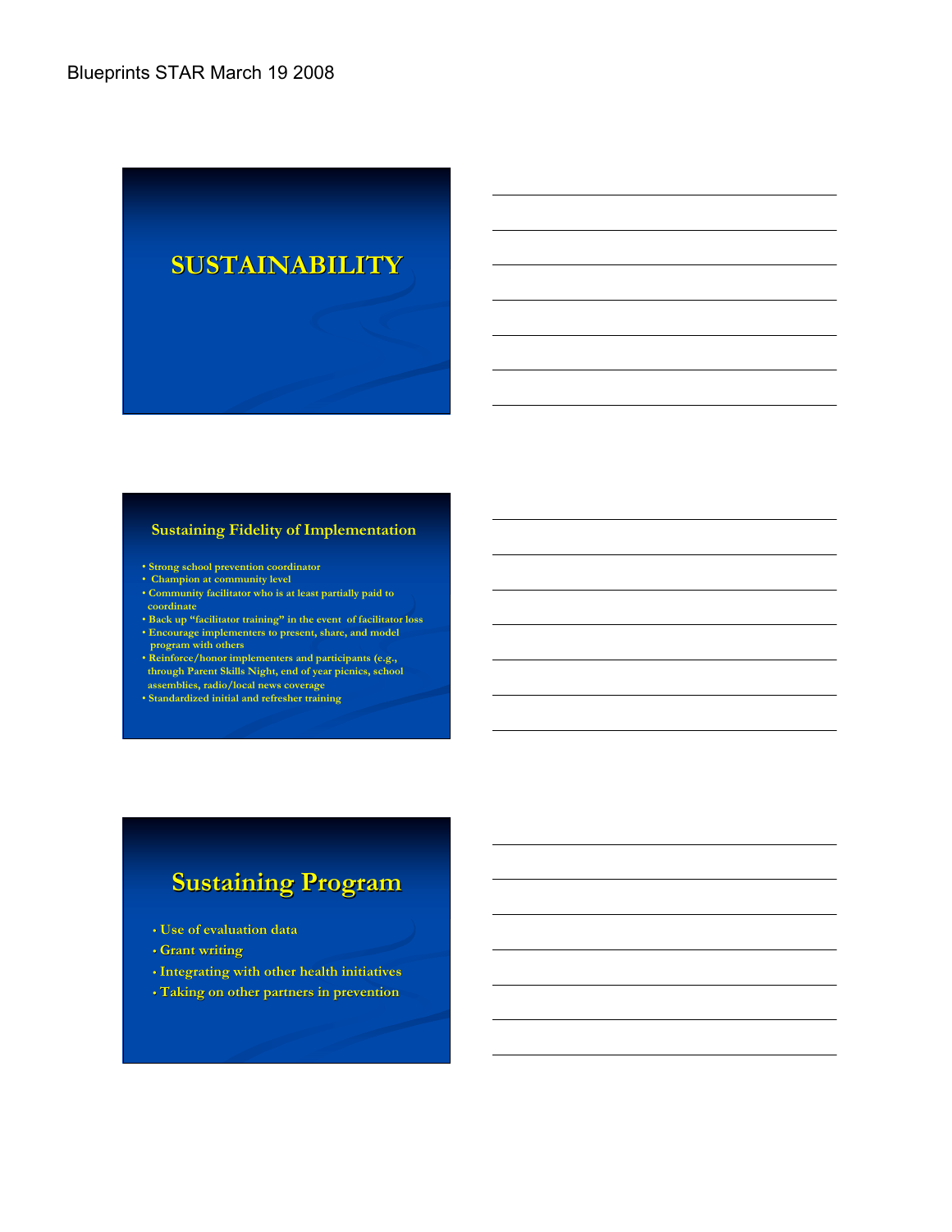# SUSTAINABILITY

## Sustaining Fidelity of Implementation

- Strong school prevention coordinator
- Champion at community level
- Community facilitator who is at least partially paid to coordinate
- Back up "facilitator training" in the event of facilitator loss
- Encourage implementers to present, share, and model program with others
- Reinforce/honor implementers and participants (e.g., through Parent Skills Night, end of year picnics, school assemblies, radio/local news coverage
- Standardized initial and refresher training

## Sustaining Program

- Use of evaluation data
- Grant writing
- Integrating with other health initiatives
- Taking on other partners in prevention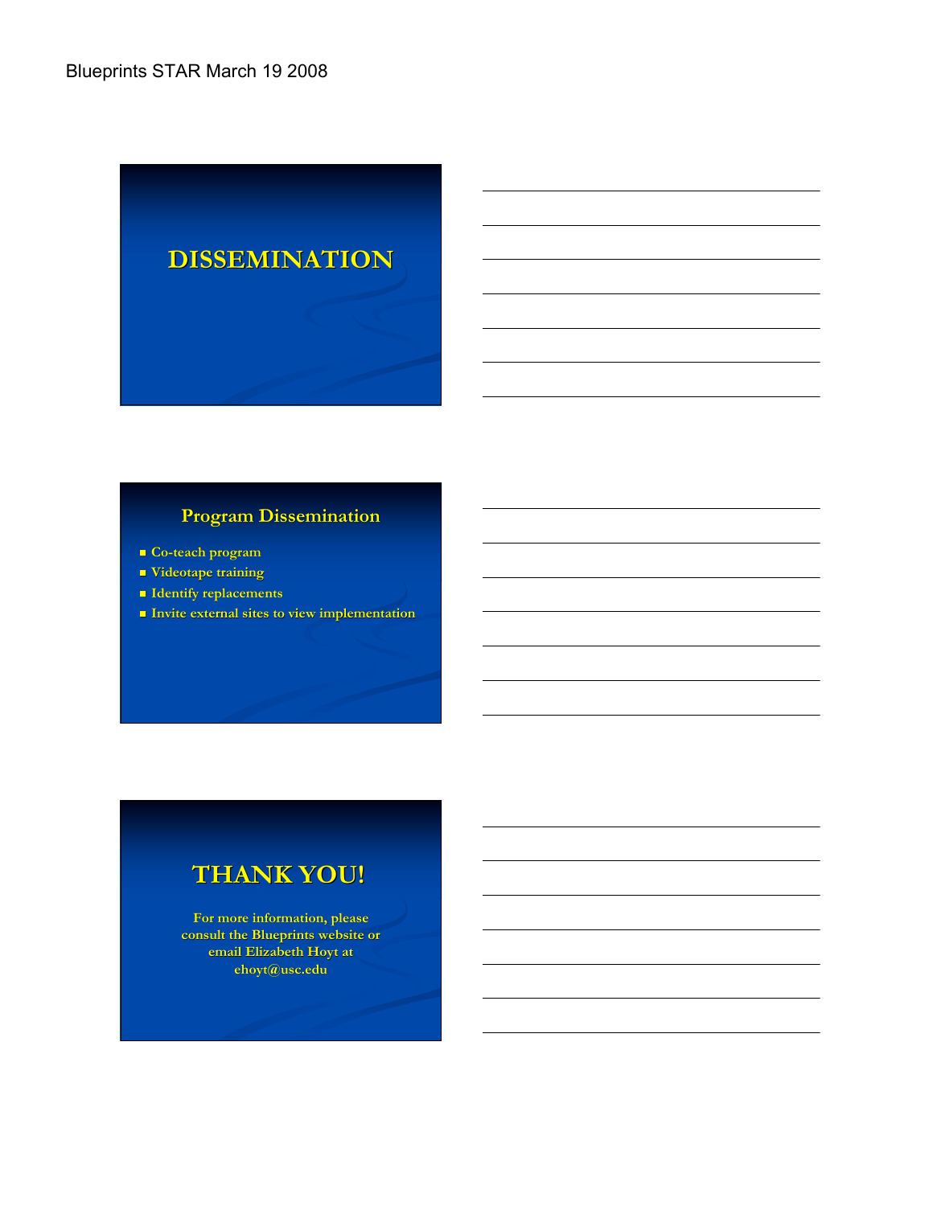# DISSEMINATION

## Program Dissemination

- Co-teach program
- Videotape training
- Identify replacements
- Invite external sites to view implementation

## THANK YOU!

For more information, please consult the Blueprints website or email Elizabeth Hoyt at ehoyt@usc.edu